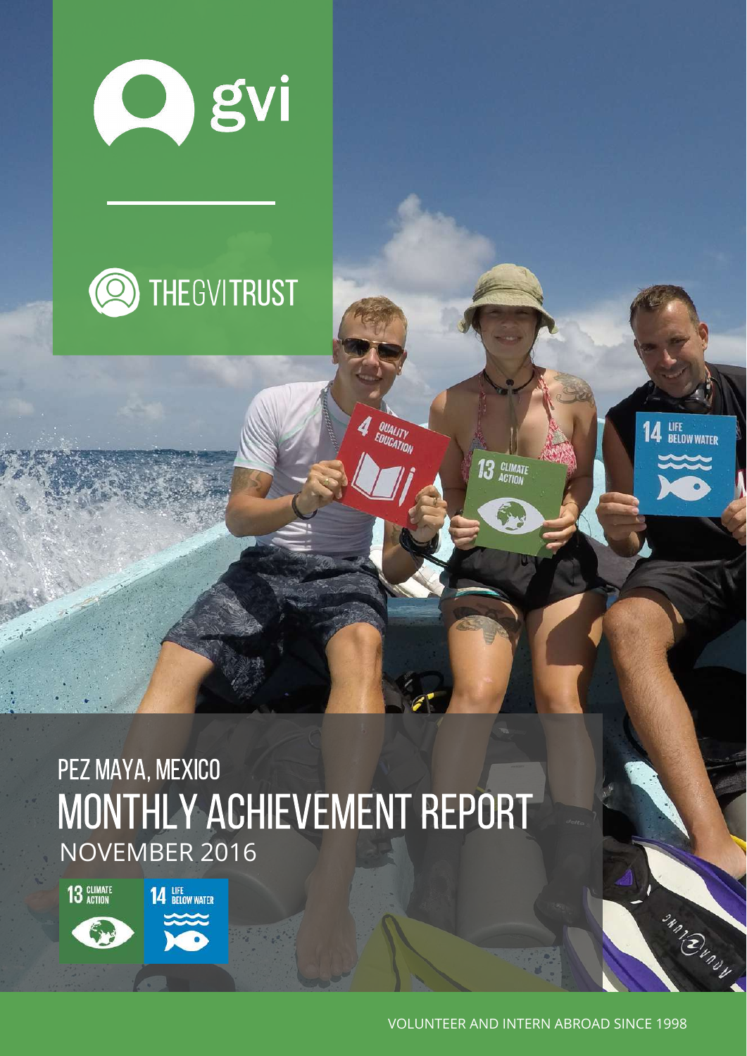gvi

THE GVI TRUST

PEZ MAYA, MEXICO

# MONTHLY ACHIEVEMENT REPORT

NOVEMBER 2016

13 CLIMATE ACTION

14 LIFE BELOW WATER

VOLUNTEER AND INTERN ABROAD SINCE 1998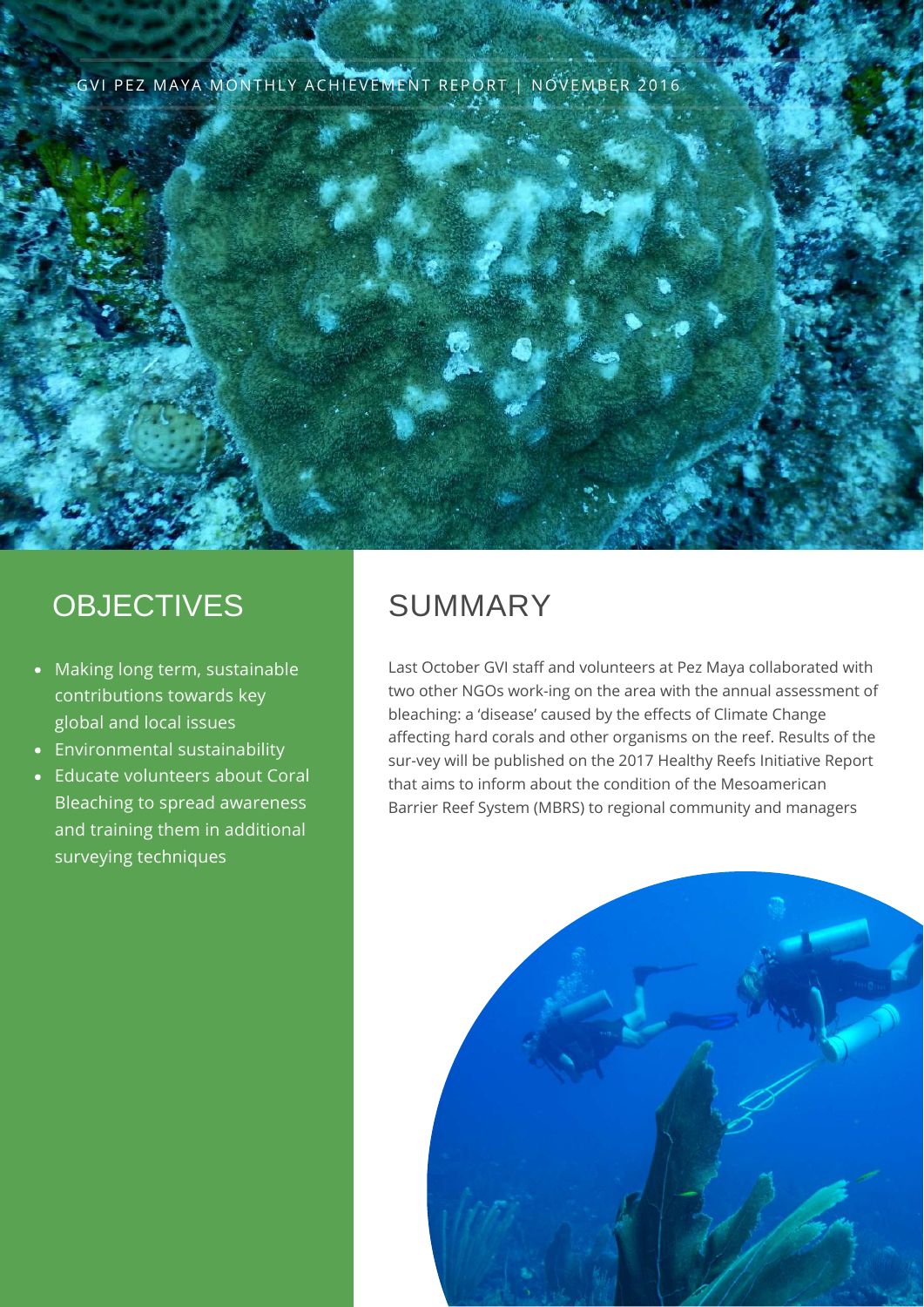GVI PEZ MAYA MONTHLY ACHIEVEMENT REPORT | NOVEMBER 2016

## OBJECTIVES

- Making long term, sustainable contributions towards key global and local issues
- Environmental sustainability
- Educate volunteers about Coral Bleaching to spread awareness and training them in additional surveying techniques

## SUMMARY

Last October GVI staff and volunteers at Pez Maya collaborated with two other NGOs work-ing on the area with the annual assessment of bleaching: a 'disease' caused by the effects of Climate Change affecting hard corals and other organisms on the reef. Results of the sur-vey will be published on the 2017 Healthy Reefs Initiative Report that aims to inform about the condition of the Mesoamerican Barrier Reef System (MBRS) to regional community and managers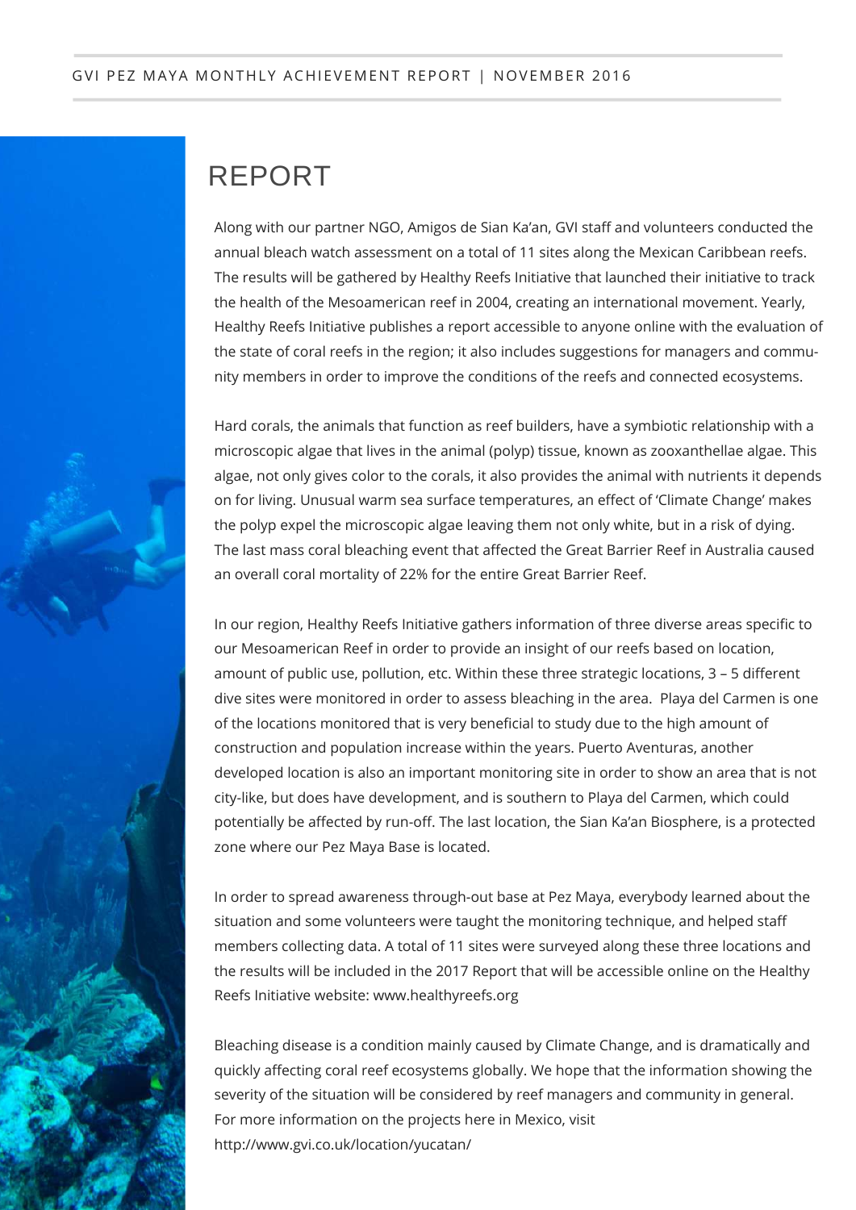# REPORT

Along with our partner NGO, Amigos de Sian Ka'an, GVI staff and volunteers conducted the annual bleach watch assessment on a total of 11 sites along the Mexican Caribbean reefs. The results will be gathered by Healthy Reefs Initiative that launched their initiative to track the health of the Mesoamerican reef in 2004, creating an international movement. Yearly, Healthy Reefs Initiative publishes a report accessible to anyone online with the evaluation of the state of coral reefs in the region; it also includes suggestions for managers and community members in order to improve the conditions of the reefs and connected ecosystems.

Hard corals, the animals that function as reef builders, have a symbiotic relationship with a microscopic algae that lives in the animal (polyp) tissue, known as zooxanthellae algae. This algae, not only gives color to the corals, it also provides the animal with nutrients it depends on for living. Unusual warm sea surface temperatures, an effect of 'Climate Change' makes the polyp expel the microscopic algae leaving them not only white, but in a risk of dying. The last mass coral bleaching event that affected the Great Barrier Reef in Australia caused an overall coral mortality of 22% for the entire Great Barrier Reef.

In our region, Healthy Reefs Initiative gathers information of three diverse areas specific to our Mesoamerican Reef in order to provide an insight of our reefs based on location, amount of public use, pollution, etc. Within these three strategic locations, 3 – 5 different dive sites were monitored in order to assess bleaching in the area. Playa del Carmen is one of the locations monitored that is very beneficial to study due to the high amount of construction and population increase within the years. Puerto Aventuras, another developed location is also an important monitoring site in order to show an area that is not city-like, but does have development, and is southern to Playa del Carmen, which could potentially be affected by run-off. The last location, the Sian Ka'an Biosphere, is a protected zone where our Pez Maya Base is located.

In order to spread awareness through-out base at Pez Maya, everybody learned about the situation and some volunteers were taught the monitoring technique, and helped staff members collecting data. A total of 11 sites were surveyed along these three locations and the results will be included in the 2017 Report that will be accessible online on the Healthy Reefs Initiative website: www.healthyreefs.org

Bleaching disease is a condition mainly caused by Climate Change, and is dramatically and quickly affecting coral reef ecosystems globally. We hope that the information showing the severity of the situation will be considered by reef managers and community in general. For more information on the projects here in Mexico, visit http://www.gvi.co.uk/location/yucatan/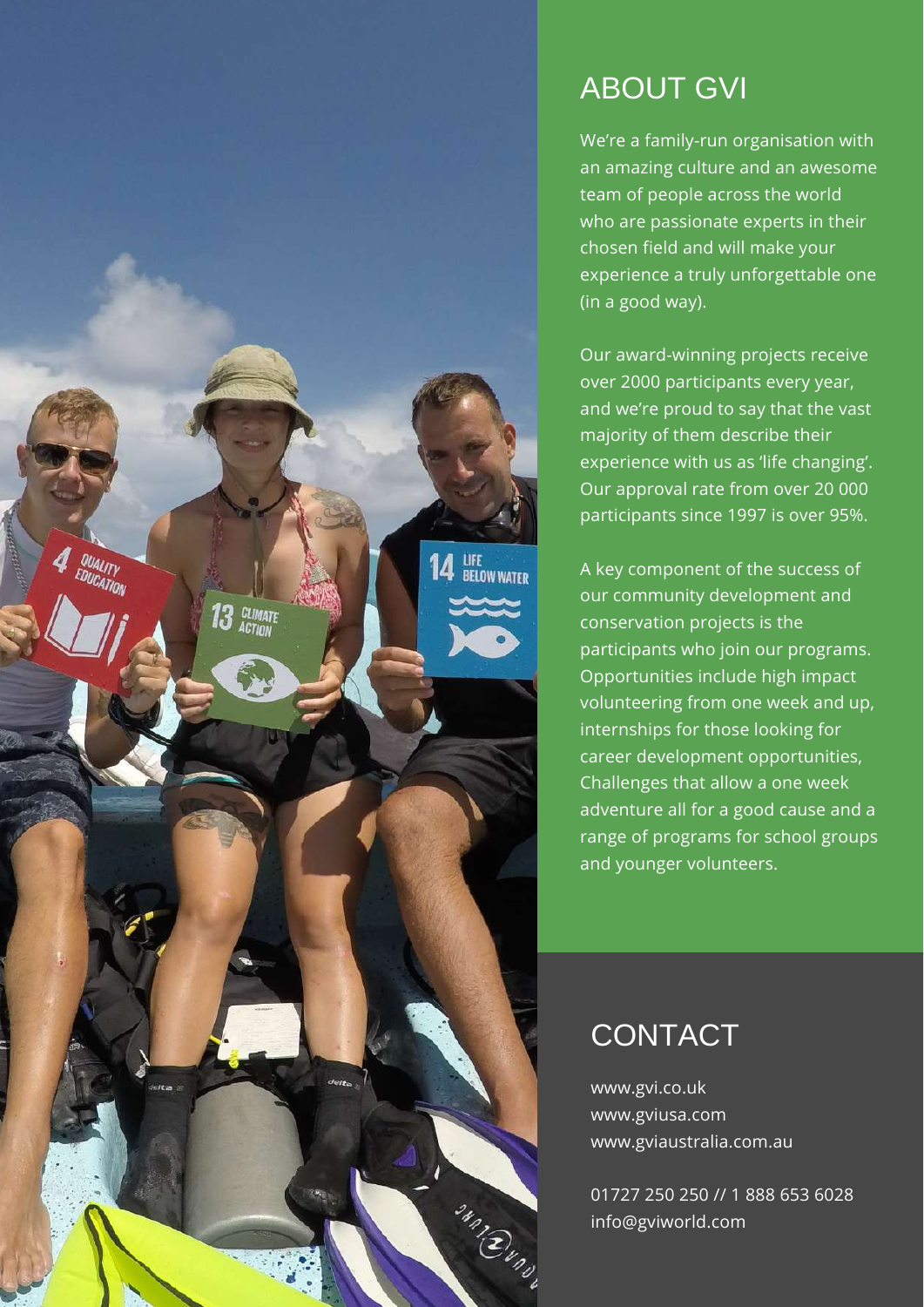## ABOUT GVI

We're a family-run organisation with an amazing culture and an awesome team of people across the world who are passionate experts in their chosen field and will make your experience a truly unforgettable one (in a good way).

Our award-winning projects receive over 2000 participants every year, and we're proud to say that the vast majority of them describe their experience with us as 'life changing'. Our approval rate from over 20 000 participants since 1997 is over 95%.

A key component of the success of our community development and conservation projects is the participants who join our programs. Opportunities include high impact volunteering from one week and up, internships for those looking for career development opportunities, Challenges that allow a one week adventure all for a good cause and a range of programs for school groups and younger volunteers.

## CONTACT

www.gvi.co.uk
www.gviusa.com
www.gviaustralia.com.au

01727 250 250 // 1 888 653 6028
info@gviworld.com